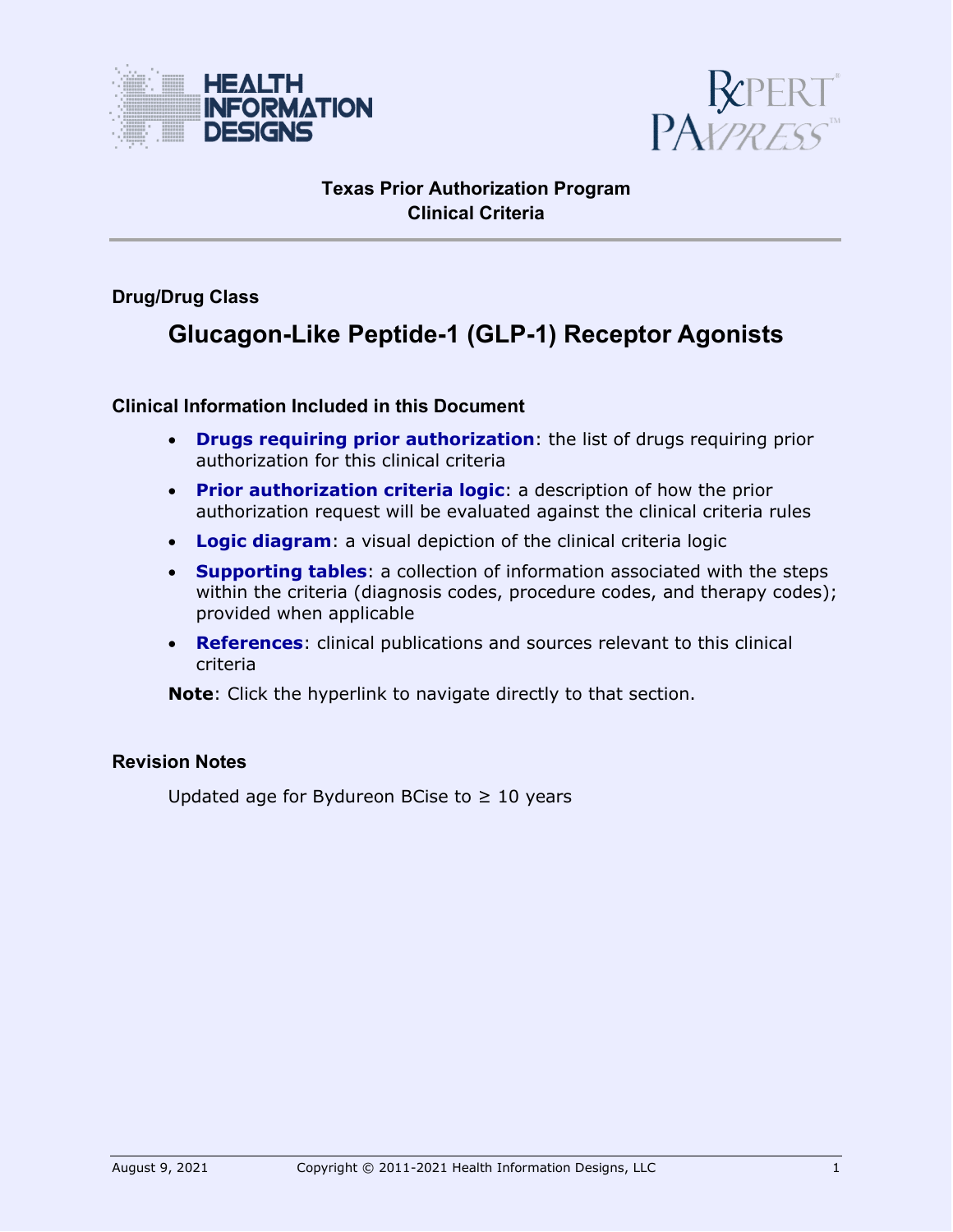**Texas Prior Authorization Program**
**Clinical Criteria**

### Drug/Drug Class

# Glucagon-Like Peptide-1 (GLP-1) Receptor Agonists

### Clinical Information Included in this Document

- **Drugs requiring prior authorization**: the list of drugs requiring prior authorization for this clinical criteria
- **Prior authorization criteria logic**: a description of how the prior authorization request will be evaluated against the clinical criteria rules
- **Logic diagram**: a visual depiction of the clinical criteria logic
- **Supporting tables**: a collection of information associated with the steps within the criteria (diagnosis codes, procedure codes, and therapy codes); provided when applicable
- **References**: clinical publications and sources relevant to this clinical criteria

**Note**: Click the hyperlink to navigate directly to that section.

### Revision Notes

Updated age for Bydureon BCise to ≥ 10 years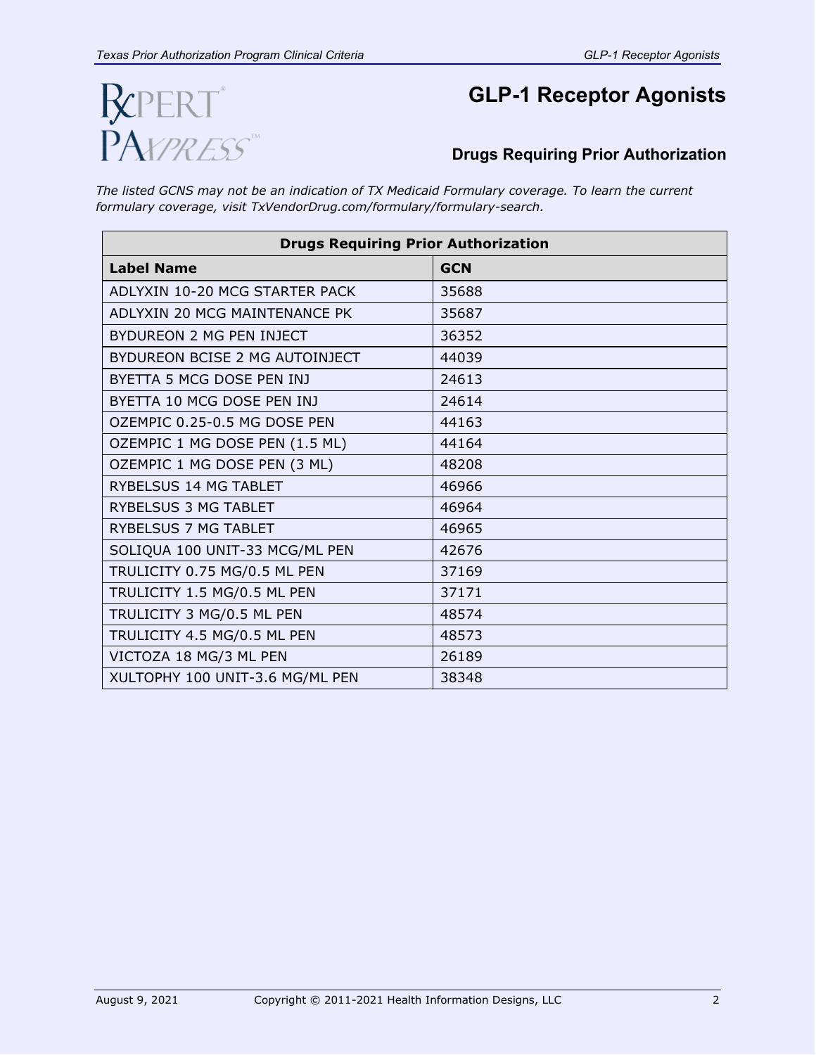# GLP-1 Receptor Agonists

## Drugs Requiring Prior Authorization

*The listed GCNS may not be an indication of TX Medicaid Formulary coverage. To learn the current formulary coverage, visit TxVendorDrug.com/formulary/formulary-search.*

| Drugs Requiring Prior Authorization | |
|---|---|
| **Label Name** | **GCN** |
| ADLYXIN 10-20 MCG STARTER PACK | 35688 |
| ADLYXIN 20 MCG MAINTENANCE PK | 35687 |
| BYDUREON 2 MG PEN INJECT | 36352 |
| BYDUREON BCISE 2 MG AUTOINJECT | 44039 |
| BYETTA 5 MCG DOSE PEN INJ | 24613 |
| BYETTA 10 MCG DOSE PEN INJ | 24614 |
| OZEMPIC 0.25-0.5 MG DOSE PEN | 44163 |
| OZEMPIC 1 MG DOSE PEN (1.5 ML) | 44164 |
| OZEMPIC 1 MG DOSE PEN (3 ML) | 48208 |
| RYBELSUS 14 MG TABLET | 46966 |
| RYBELSUS 3 MG TABLET | 46964 |
| RYBELSUS 7 MG TABLET | 46965 |
| SOLIQUA 100 UNIT-33 MCG/ML PEN | 42676 |
| TRULICITY 0.75 MG/0.5 ML PEN | 37169 |
| TRULICITY 1.5 MG/0.5 ML PEN | 37171 |
| TRULICITY 3 MG/0.5 ML PEN | 48574 |
| TRULICITY 4.5 MG/0.5 ML PEN | 48573 |
| VICTOZA 18 MG/3 ML PEN | 26189 |
| XULTOPHY 100 UNIT-3.6 MG/ML PEN | 38348 |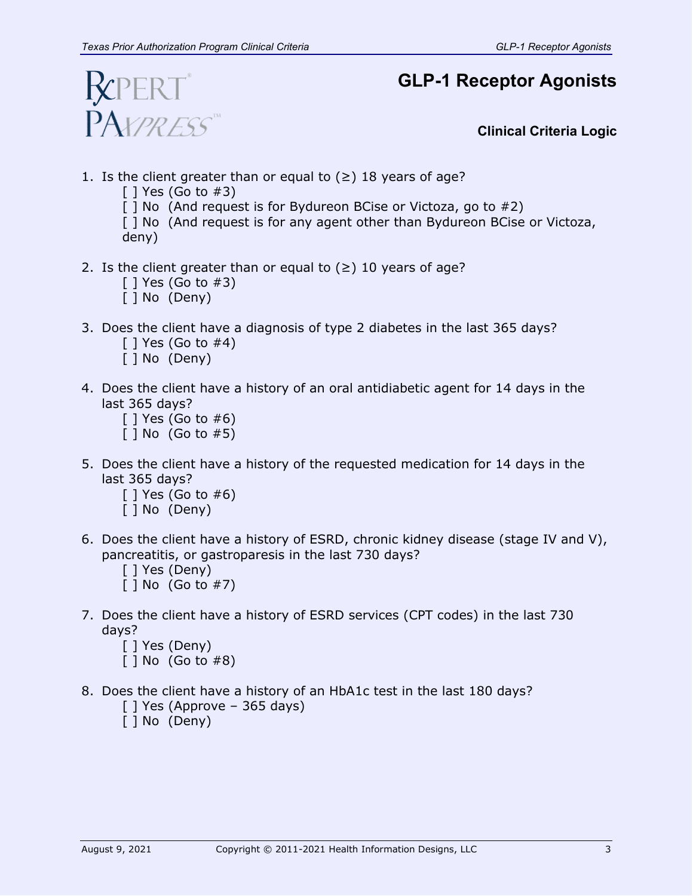# GLP-1 Receptor Agonists

### Clinical Criteria Logic

1. Is the client greater than or equal to (≥) 18 years of age?
   - [ ] Yes (Go to #3)
   - [ ] No (And request is for Bydureon BCise or Victoza, go to #2)
   - [ ] No (And request is for any agent other than Bydureon BCise or Victoza, deny)

2. Is the client greater than or equal to (≥) 10 years of age?
   - [ ] Yes (Go to #3)
   - [ ] No (Deny)

3. Does the client have a diagnosis of type 2 diabetes in the last 365 days?
   - [ ] Yes (Go to #4)
   - [ ] No (Deny)

4. Does the client have a history of an oral antidiabetic agent for 14 days in the last 365 days?
   - [ ] Yes (Go to #6)
   - [ ] No (Go to #5)

5. Does the client have a history of the requested medication for 14 days in the last 365 days?
   - [ ] Yes (Go to #6)
   - [ ] No (Deny)

6. Does the client have a history of ESRD, chronic kidney disease (stage IV and V), pancreatitis, or gastroparesis in the last 730 days?
   - [ ] Yes (Deny)
   - [ ] No (Go to #7)

7. Does the client have a history of ESRD services (CPT codes) in the last 730 days?
   - [ ] Yes (Deny)
   - [ ] No (Go to #8)

8. Does the client have a history of an HbA1c test in the last 180 days?
   - [ ] Yes (Approve – 365 days)
   - [ ] No (Deny)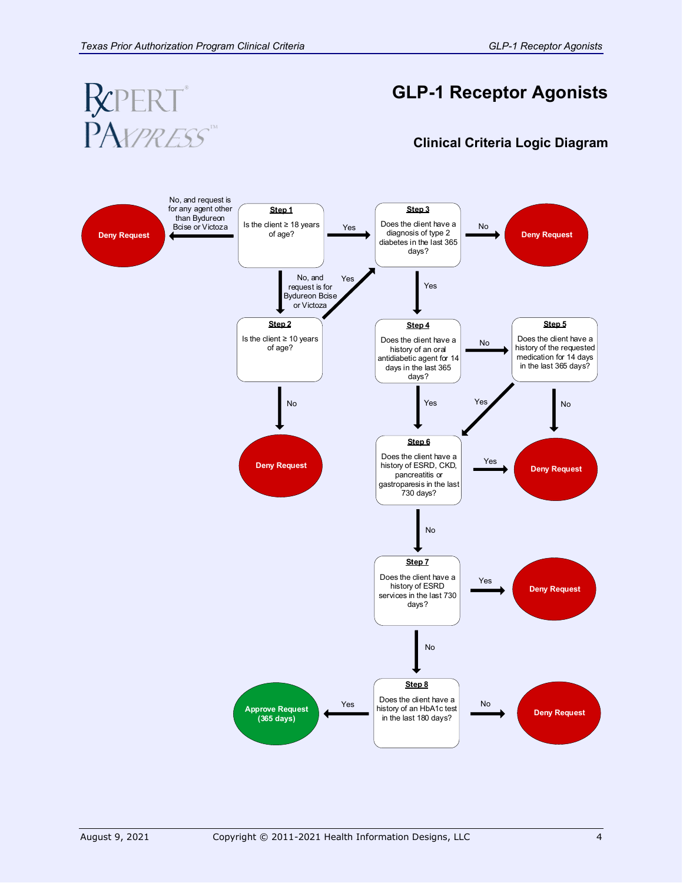# GLP-1 Receptor Agonists

## Clinical Criteria Logic Diagram

**Step 1**
Is the client ≥ 18 years of age?

No, and request is for any agent other than Bydureon Bcise or Victoza

Deny Request

Yes

No, and request is for Bydureon Bcise or Victoza

**Step 2**
Is the client ≥ 10 years of age?

Yes

No

Deny Request

**Step 3**
Does the client have a diagnosis of type 2 diabetes in the last 365 days?

No

Deny Request

Yes

**Step 4**
Does the client have a history of an oral antidiabetic agent for 14 days in the last 365 days?

No

**Step 5**
Does the client have a history of the requested medication for 14 days in the last 365 days?

No

Deny Request

Yes

Yes

**Step 6**
Does the client have a history of ESRD, CKD, pancreatitis or gastroparesis in the last 730 days?

Yes

Deny Request

No

**Step 7**
Does the client have a history of ESRD services in the last 730 days?

Yes

Deny Request

No

**Step 8**
Does the client have a history of an HbA1c test in the last 180 days?

Yes

Approve Request (365 days)

No

Deny Request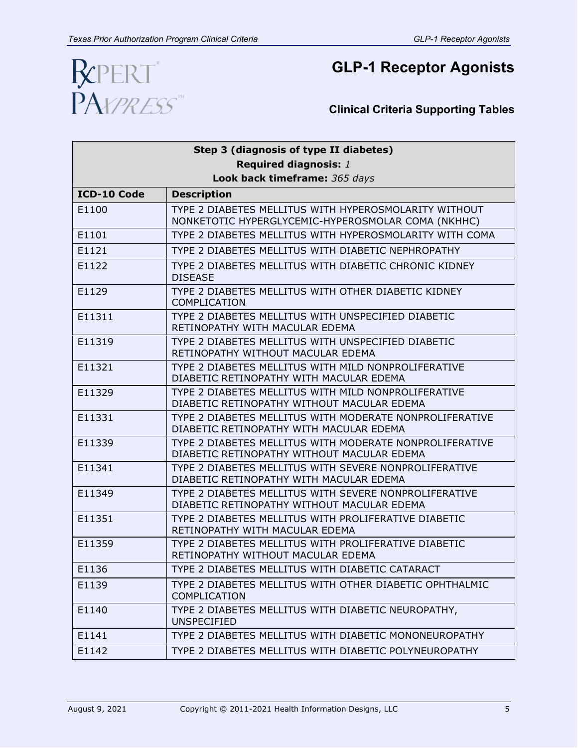# GLP-1 Receptor Agonists

### Clinical Criteria Supporting Tables

| **Step 3 (diagnosis of type II diabetes)**<br>**Required diagnosis:** *1*<br>**Look back timeframe:** *365 days* | |
|---|---|
| **ICD-10 Code** | **Description** |
| E1100 | TYPE 2 DIABETES MELLITUS WITH HYPEROSMOLARITY WITHOUT NONKETOTIC HYPERGLYCEMIC-HYPEROSMOLAR COMA (NKHHC) |
| E1101 | TYPE 2 DIABETES MELLITUS WITH HYPEROSMOLARITY WITH COMA |
| E1121 | TYPE 2 DIABETES MELLITUS WITH DIABETIC NEPHROPATHY |
| E1122 | TYPE 2 DIABETES MELLITUS WITH DIABETIC CHRONIC KIDNEY DISEASE |
| E1129 | TYPE 2 DIABETES MELLITUS WITH OTHER DIABETIC KIDNEY COMPLICATION |
| E11311 | TYPE 2 DIABETES MELLITUS WITH UNSPECIFIED DIABETIC RETINOPATHY WITH MACULAR EDEMA |
| E11319 | TYPE 2 DIABETES MELLITUS WITH UNSPECIFIED DIABETIC RETINOPATHY WITHOUT MACULAR EDEMA |
| E11321 | TYPE 2 DIABETES MELLITUS WITH MILD NONPROLIFERATIVE DIABETIC RETINOPATHY WITH MACULAR EDEMA |
| E11329 | TYPE 2 DIABETES MELLITUS WITH MILD NONPROLIFERATIVE DIABETIC RETINOPATHY WITHOUT MACULAR EDEMA |
| E11331 | TYPE 2 DIABETES MELLITUS WITH MODERATE NONPROLIFERATIVE DIABETIC RETINOPATHY WITH MACULAR EDEMA |
| E11339 | TYPE 2 DIABETES MELLITUS WITH MODERATE NONPROLIFERATIVE DIABETIC RETINOPATHY WITHOUT MACULAR EDEMA |
| E11341 | TYPE 2 DIABETES MELLITUS WITH SEVERE NONPROLIFERATIVE DIABETIC RETINOPATHY WITH MACULAR EDEMA |
| E11349 | TYPE 2 DIABETES MELLITUS WITH SEVERE NONPROLIFERATIVE DIABETIC RETINOPATHY WITHOUT MACULAR EDEMA |
| E11351 | TYPE 2 DIABETES MELLITUS WITH PROLIFERATIVE DIABETIC RETINOPATHY WITH MACULAR EDEMA |
| E11359 | TYPE 2 DIABETES MELLITUS WITH PROLIFERATIVE DIABETIC RETINOPATHY WITHOUT MACULAR EDEMA |
| E1136 | TYPE 2 DIABETES MELLITUS WITH DIABETIC CATARACT |
| E1139 | TYPE 2 DIABETES MELLITUS WITH OTHER DIABETIC OPHTHALMIC COMPLICATION |
| E1140 | TYPE 2 DIABETES MELLITUS WITH DIABETIC NEUROPATHY, UNSPECIFIED |
| E1141 | TYPE 2 DIABETES MELLITUS WITH DIABETIC MONONEUROPATHY |
| E1142 | TYPE 2 DIABETES MELLITUS WITH DIABETIC POLYNEUROPATHY |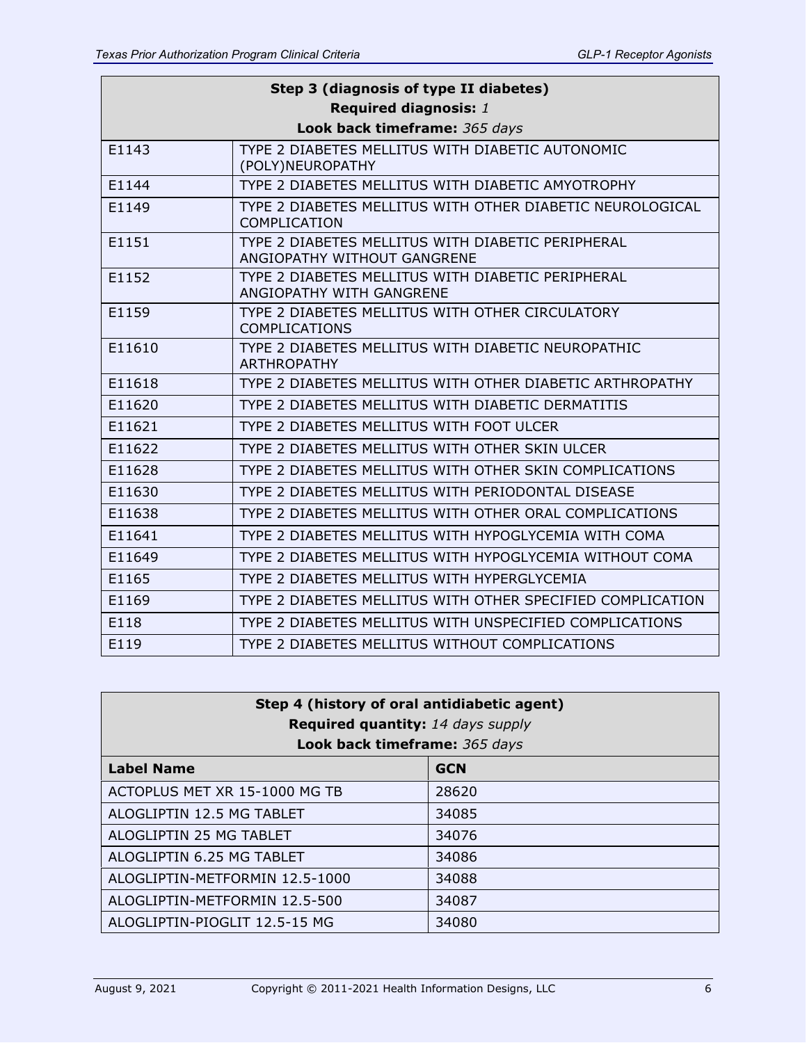| Step 3 (diagnosis of type II diabetes)<br>**Required diagnosis:** *1*<br>**Look back timeframe:** *365 days* | |
|---|---|
| E1143 | TYPE 2 DIABETES MELLITUS WITH DIABETIC AUTONOMIC (POLY)NEUROPATHY |
| E1144 | TYPE 2 DIABETES MELLITUS WITH DIABETIC AMYOTROPHY |
| E1149 | TYPE 2 DIABETES MELLITUS WITH OTHER DIABETIC NEUROLOGICAL COMPLICATION |
| E1151 | TYPE 2 DIABETES MELLITUS WITH DIABETIC PERIPHERAL ANGIOPATHY WITHOUT GANGRENE |
| E1152 | TYPE 2 DIABETES MELLITUS WITH DIABETIC PERIPHERAL ANGIOPATHY WITH GANGRENE |
| E1159 | TYPE 2 DIABETES MELLITUS WITH OTHER CIRCULATORY COMPLICATIONS |
| E11610 | TYPE 2 DIABETES MELLITUS WITH DIABETIC NEUROPATHIC ARTHROPATHY |
| E11618 | TYPE 2 DIABETES MELLITUS WITH OTHER DIABETIC ARTHROPATHY |
| E11620 | TYPE 2 DIABETES MELLITUS WITH DIABETIC DERMATITIS |
| E11621 | TYPE 2 DIABETES MELLITUS WITH FOOT ULCER |
| E11622 | TYPE 2 DIABETES MELLITUS WITH OTHER SKIN ULCER |
| E11628 | TYPE 2 DIABETES MELLITUS WITH OTHER SKIN COMPLICATIONS |
| E11630 | TYPE 2 DIABETES MELLITUS WITH PERIODONTAL DISEASE |
| E11638 | TYPE 2 DIABETES MELLITUS WITH OTHER ORAL COMPLICATIONS |
| E11641 | TYPE 2 DIABETES MELLITUS WITH HYPOGLYCEMIA WITH COMA |
| E11649 | TYPE 2 DIABETES MELLITUS WITH HYPOGLYCEMIA WITHOUT COMA |
| E1165 | TYPE 2 DIABETES MELLITUS WITH HYPERGLYCEMIA |
| E1169 | TYPE 2 DIABETES MELLITUS WITH OTHER SPECIFIED COMPLICATION |
| E118 | TYPE 2 DIABETES MELLITUS WITH UNSPECIFIED COMPLICATIONS |
| E119 | TYPE 2 DIABETES MELLITUS WITHOUT COMPLICATIONS |

| Step 4 (history of oral antidiabetic agent)<br>**Required quantity:** *14 days supply*<br>**Look back timeframe:** *365 days* | |
|---|---|
| **Label Name** | **GCN** |
| ACTOPLUS MET XR 15-1000 MG TB | 28620 |
| ALOGLIPTIN 12.5 MG TABLET | 34085 |
| ALOGLIPTIN 25 MG TABLET | 34076 |
| ALOGLIPTIN 6.25 MG TABLET | 34086 |
| ALOGLIPTIN-METFORMIN 12.5-1000 | 34088 |
| ALOGLIPTIN-METFORMIN 12.5-500 | 34087 |
| ALOGLIPTIN-PIOGLIT 12.5-15 MG | 34080 |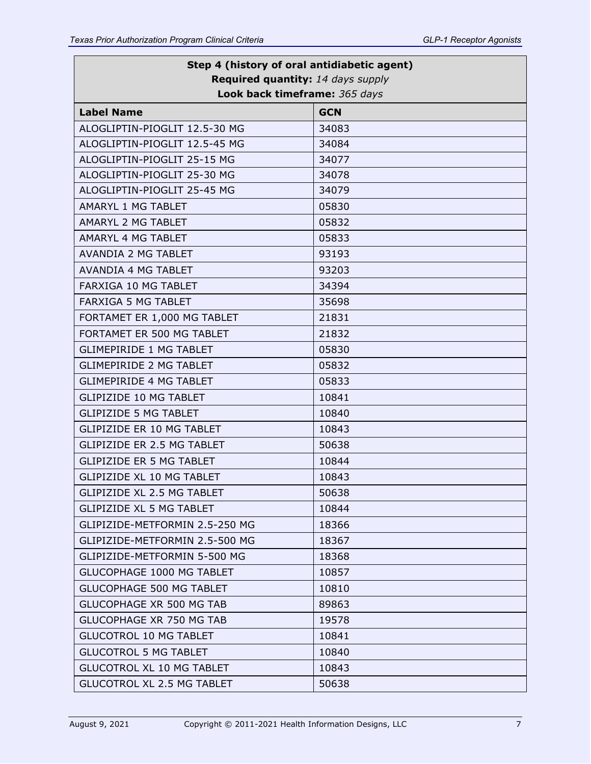| Step 4 (history of oral antidiabetic agent)<br>**Required quantity:** *14 days supply*<br>**Look back timeframe:** *365 days* | |
|---|---|
| **Label Name** | **GCN** |
| ALOGLIPTIN-PIOGLIT 12.5-30 MG | 34083 |
| ALOGLIPTIN-PIOGLIT 12.5-45 MG | 34084 |
| ALOGLIPTIN-PIOGLIT 25-15 MG | 34077 |
| ALOGLIPTIN-PIOGLIT 25-30 MG | 34078 |
| ALOGLIPTIN-PIOGLIT 25-45 MG | 34079 |
| AMARYL 1 MG TABLET | 05830 |
| AMARYL 2 MG TABLET | 05832 |
| AMARYL 4 MG TABLET | 05833 |
| AVANDIA 2 MG TABLET | 93193 |
| AVANDIA 4 MG TABLET | 93203 |
| FARXIGA 10 MG TABLET | 34394 |
| FARXIGA 5 MG TABLET | 35698 |
| FORTAMET ER 1,000 MG TABLET | 21831 |
| FORTAMET ER 500 MG TABLET | 21832 |
| GLIMEPIRIDE 1 MG TABLET | 05830 |
| GLIMEPIRIDE 2 MG TABLET | 05832 |
| GLIMEPIRIDE 4 MG TABLET | 05833 |
| GLIPIZIDE 10 MG TABLET | 10841 |
| GLIPIZIDE 5 MG TABLET | 10840 |
| GLIPIZIDE ER 10 MG TABLET | 10843 |
| GLIPIZIDE ER 2.5 MG TABLET | 50638 |
| GLIPIZIDE ER 5 MG TABLET | 10844 |
| GLIPIZIDE XL 10 MG TABLET | 10843 |
| GLIPIZIDE XL 2.5 MG TABLET | 50638 |
| GLIPIZIDE XL 5 MG TABLET | 10844 |
| GLIPIZIDE-METFORMIN 2.5-250 MG | 18366 |
| GLIPIZIDE-METFORMIN 2.5-500 MG | 18367 |
| GLIPIZIDE-METFORMIN 5-500 MG | 18368 |
| GLUCOPHAGE 1000 MG TABLET | 10857 |
| GLUCOPHAGE 500 MG TABLET | 10810 |
| GLUCOPHAGE XR 500 MG TAB | 89863 |
| GLUCOPHAGE XR 750 MG TAB | 19578 |
| GLUCOTROL 10 MG TABLET | 10841 |
| GLUCOTROL 5 MG TABLET | 10840 |
| GLUCOTROL XL 10 MG TABLET | 10843 |
| GLUCOTROL XL 2.5 MG TABLET | 50638 |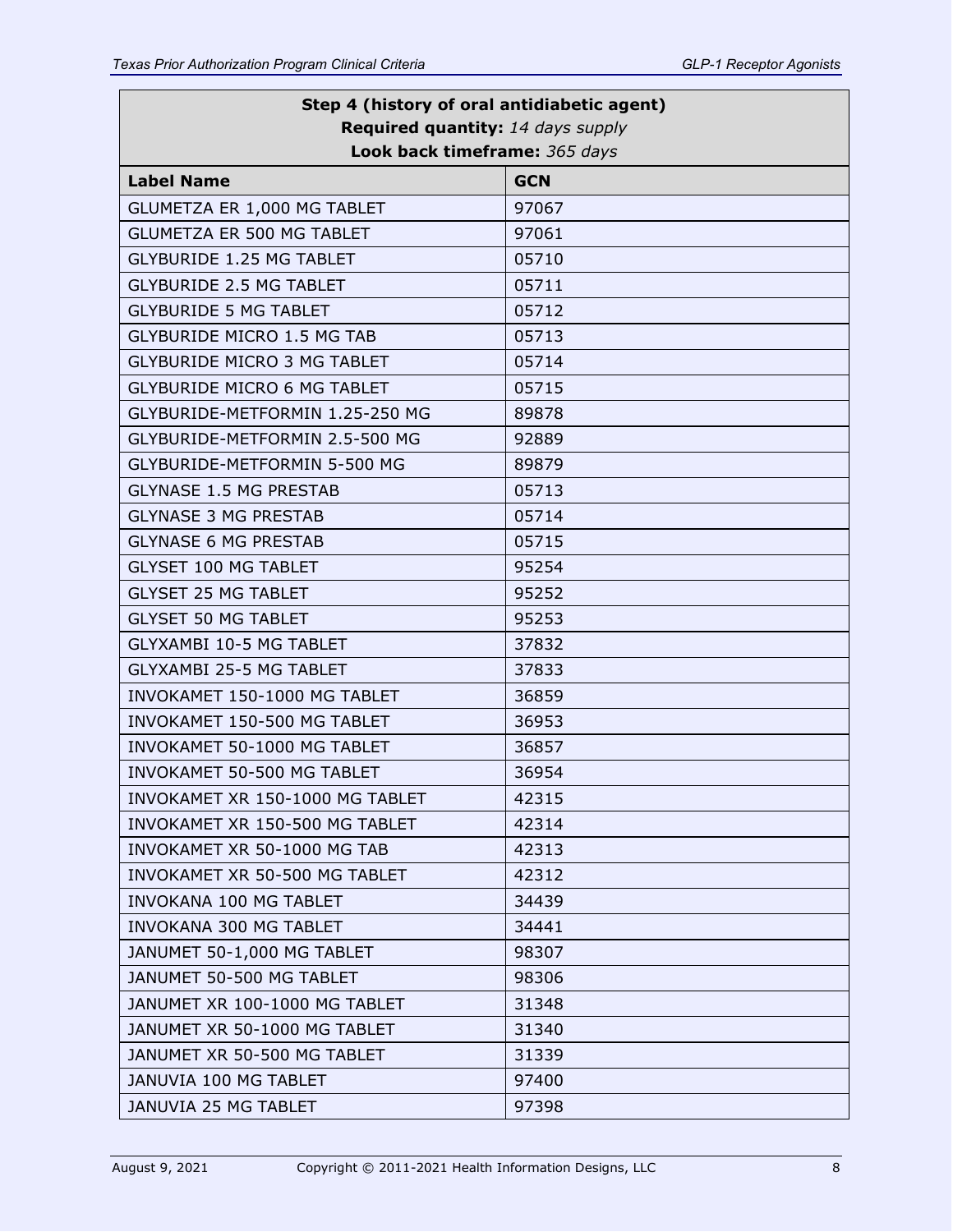| Step 4 (history of oral antidiabetic agent)<br>**Required quantity:** *14 days supply*<br>**Look back timeframe:** *365 days* | |
|---|---|
| **Label Name** | **GCN** |
| GLUMETZA ER 1,000 MG TABLET | 97067 |
| GLUMETZA ER 500 MG TABLET | 97061 |
| GLYBURIDE 1.25 MG TABLET | 05710 |
| GLYBURIDE 2.5 MG TABLET | 05711 |
| GLYBURIDE 5 MG TABLET | 05712 |
| GLYBURIDE MICRO 1.5 MG TAB | 05713 |
| GLYBURIDE MICRO 3 MG TABLET | 05714 |
| GLYBURIDE MICRO 6 MG TABLET | 05715 |
| GLYBURIDE-METFORMIN 1.25-250 MG | 89878 |
| GLYBURIDE-METFORMIN 2.5-500 MG | 92889 |
| GLYBURIDE-METFORMIN 5-500 MG | 89879 |
| GLYNASE 1.5 MG PRESTAB | 05713 |
| GLYNASE 3 MG PRESTAB | 05714 |
| GLYNASE 6 MG PRESTAB | 05715 |
| GLYSET 100 MG TABLET | 95254 |
| GLYSET 25 MG TABLET | 95252 |
| GLYSET 50 MG TABLET | 95253 |
| GLYXAMBI 10-5 MG TABLET | 37832 |
| GLYXAMBI 25-5 MG TABLET | 37833 |
| INVOKAMET 150-1000 MG TABLET | 36859 |
| INVOKAMET 150-500 MG TABLET | 36953 |
| INVOKAMET 50-1000 MG TABLET | 36857 |
| INVOKAMET 50-500 MG TABLET | 36954 |
| INVOKAMET XR 150-1000 MG TABLET | 42315 |
| INVOKAMET XR 150-500 MG TABLET | 42314 |
| INVOKAMET XR 50-1000 MG TAB | 42313 |
| INVOKAMET XR 50-500 MG TABLET | 42312 |
| INVOKANA 100 MG TABLET | 34439 |
| INVOKANA 300 MG TABLET | 34441 |
| JANUMET 50-1,000 MG TABLET | 98307 |
| JANUMET 50-500 MG TABLET | 98306 |
| JANUMET XR 100-1000 MG TABLET | 31348 |
| JANUMET XR 50-1000 MG TABLET | 31340 |
| JANUMET XR 50-500 MG TABLET | 31339 |
| JANUVIA 100 MG TABLET | 97400 |
| JANUVIA 25 MG TABLET | 97398 |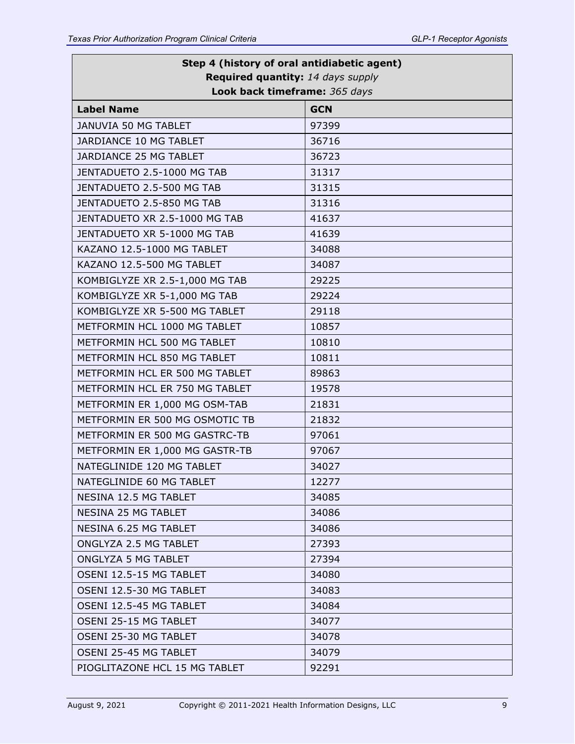| Step 4 (history of oral antidiabetic agent)<br>**Required quantity:** *14 days supply*<br>**Look back timeframe:** *365 days* | |
|---|---|
| **Label Name** | **GCN** |
| JANUVIA 50 MG TABLET | 97399 |
| JARDIANCE 10 MG TABLET | 36716 |
| JARDIANCE 25 MG TABLET | 36723 |
| JENTADUETO 2.5-1000 MG TAB | 31317 |
| JENTADUETO 2.5-500 MG TAB | 31315 |
| JENTADUETO 2.5-850 MG TAB | 31316 |
| JENTADUETO XR 2.5-1000 MG TAB | 41637 |
| JENTADUETO XR 5-1000 MG TAB | 41639 |
| KAZANO 12.5-1000 MG TABLET | 34088 |
| KAZANO 12.5-500 MG TABLET | 34087 |
| KOMBIGLYZE XR 2.5-1,000 MG TAB | 29225 |
| KOMBIGLYZE XR 5-1,000 MG TAB | 29224 |
| KOMBIGLYZE XR 5-500 MG TABLET | 29118 |
| METFORMIN HCL 1000 MG TABLET | 10857 |
| METFORMIN HCL 500 MG TABLET | 10810 |
| METFORMIN HCL 850 MG TABLET | 10811 |
| METFORMIN HCL ER 500 MG TABLET | 89863 |
| METFORMIN HCL ER 750 MG TABLET | 19578 |
| METFORMIN ER 1,000 MG OSM-TAB | 21831 |
| METFORMIN ER 500 MG OSMOTIC TB | 21832 |
| METFORMIN ER 500 MG GASTRC-TB | 97061 |
| METFORMIN ER 1,000 MG GASTR-TB | 97067 |
| NATEGLINIDE 120 MG TABLET | 34027 |
| NATEGLINIDE 60 MG TABLET | 12277 |
| NESINA 12.5 MG TABLET | 34085 |
| NESINA 25 MG TABLET | 34086 |
| NESINA 6.25 MG TABLET | 34086 |
| ONGLYZA 2.5 MG TABLET | 27393 |
| ONGLYZA 5 MG TABLET | 27394 |
| OSENI 12.5-15 MG TABLET | 34080 |
| OSENI 12.5-30 MG TABLET | 34083 |
| OSENI 12.5-45 MG TABLET | 34084 |
| OSENI 25-15 MG TABLET | 34077 |
| OSENI 25-30 MG TABLET | 34078 |
| OSENI 25-45 MG TABLET | 34079 |
| PIOGLITAZONE HCL 15 MG TABLET | 92291 |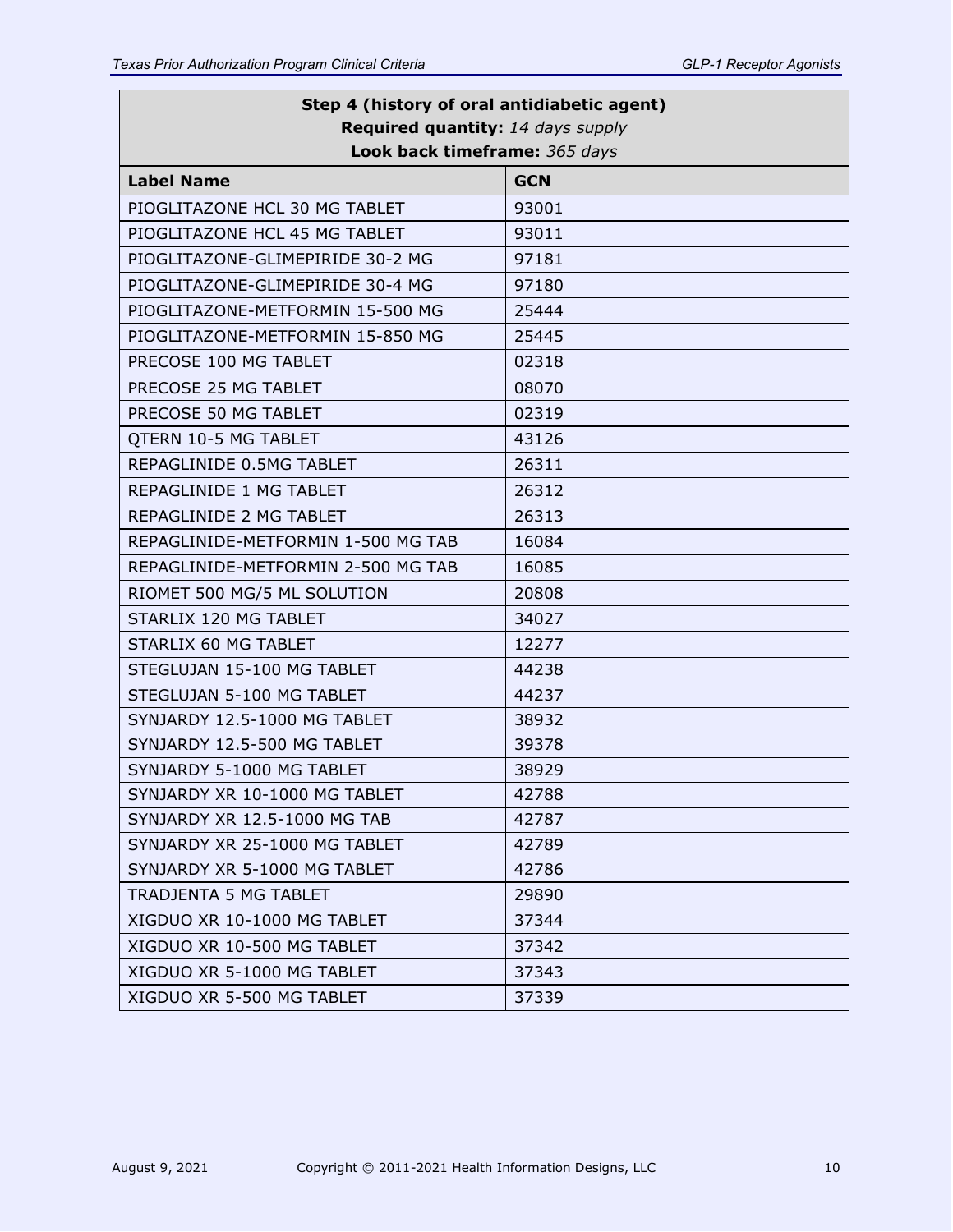| Step 4 (history of oral antidiabetic agent)<br>**Required quantity:** *14 days supply*<br>**Look back timeframe:** *365 days* | |
|---|---|
| **Label Name** | **GCN** |
| PIOGLITAZONE HCL 30 MG TABLET | 93001 |
| PIOGLITAZONE HCL 45 MG TABLET | 93011 |
| PIOGLITAZONE-GLIMEPIRIDE 30-2 MG | 97181 |
| PIOGLITAZONE-GLIMEPIRIDE 30-4 MG | 97180 |
| PIOGLITAZONE-METFORMIN 15-500 MG | 25444 |
| PIOGLITAZONE-METFORMIN 15-850 MG | 25445 |
| PRECOSE 100 MG TABLET | 02318 |
| PRECOSE 25 MG TABLET | 08070 |
| PRECOSE 50 MG TABLET | 02319 |
| QTERN 10-5 MG TABLET | 43126 |
| REPAGLINIDE 0.5MG TABLET | 26311 |
| REPAGLINIDE 1 MG TABLET | 26312 |
| REPAGLINIDE 2 MG TABLET | 26313 |
| REPAGLINIDE-METFORMIN 1-500 MG TAB | 16084 |
| REPAGLINIDE-METFORMIN 2-500 MG TAB | 16085 |
| RIOMET 500 MG/5 ML SOLUTION | 20808 |
| STARLIX 120 MG TABLET | 34027 |
| STARLIX 60 MG TABLET | 12277 |
| STEGLUJAN 15-100 MG TABLET | 44238 |
| STEGLUJAN 5-100 MG TABLET | 44237 |
| SYNJARDY 12.5-1000 MG TABLET | 38932 |
| SYNJARDY 12.5-500 MG TABLET | 39378 |
| SYNJARDY 5-1000 MG TABLET | 38929 |
| SYNJARDY XR 10-1000 MG TABLET | 42788 |
| SYNJARDY XR 12.5-1000 MG TAB | 42787 |
| SYNJARDY XR 25-1000 MG TABLET | 42789 |
| SYNJARDY XR 5-1000 MG TABLET | 42786 |
| TRADJENTA 5 MG TABLET | 29890 |
| XIGDUO XR 10-1000 MG TABLET | 37344 |
| XIGDUO XR 10-500 MG TABLET | 37342 |
| XIGDUO XR 5-1000 MG TABLET | 37343 |
| XIGDUO XR 5-500 MG TABLET | 37339 |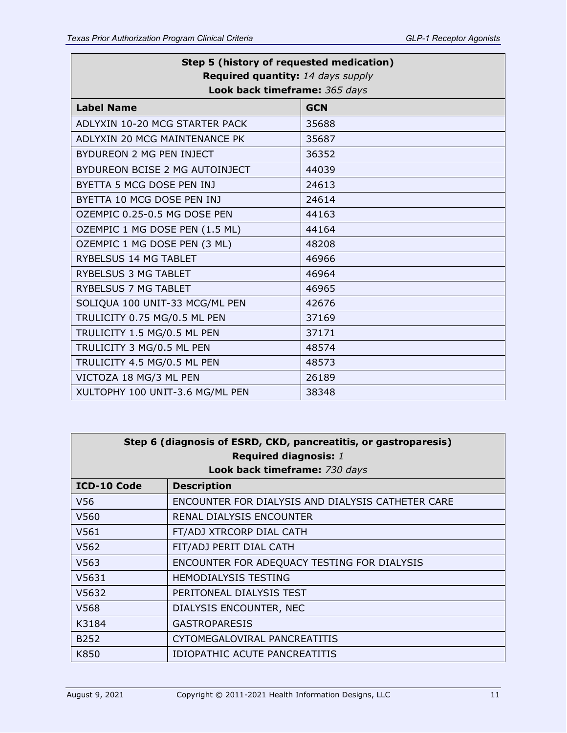| Step 5 (history of requested medication)<br>**Required quantity:** *14 days supply*<br>**Look back timeframe:** *365 days* | |
|---|---|
| **Label Name** | **GCN** |
| ADLYXIN 10-20 MCG STARTER PACK | 35688 |
| ADLYXIN 20 MCG MAINTENANCE PK | 35687 |
| BYDUREON 2 MG PEN INJECT | 36352 |
| BYDUREON BCISE 2 MG AUTOINJECT | 44039 |
| BYETTA 5 MCG DOSE PEN INJ | 24613 |
| BYETTA 10 MCG DOSE PEN INJ | 24614 |
| OZEMPIC 0.25-0.5 MG DOSE PEN | 44163 |
| OZEMPIC 1 MG DOSE PEN (1.5 ML) | 44164 |
| OZEMPIC 1 MG DOSE PEN (3 ML) | 48208 |
| RYBELSUS 14 MG TABLET | 46966 |
| RYBELSUS 3 MG TABLET | 46964 |
| RYBELSUS 7 MG TABLET | 46965 |
| SOLIQUA 100 UNIT-33 MCG/ML PEN | 42676 |
| TRULICITY 0.75 MG/0.5 ML PEN | 37169 |
| TRULICITY 1.5 MG/0.5 ML PEN | 37171 |
| TRULICITY 3 MG/0.5 ML PEN | 48574 |
| TRULICITY 4.5 MG/0.5 ML PEN | 48573 |
| VICTOZA 18 MG/3 ML PEN | 26189 |
| XULTOPHY 100 UNIT-3.6 MG/ML PEN | 38348 |

| Step 6 (diagnosis of ESRD, CKD, pancreatitis, or gastroparesis)<br>**Required diagnosis:** *1*<br>**Look back timeframe:** *730 days* | |
|---|---|
| **ICD-10 Code** | **Description** |
| V56 | ENCOUNTER FOR DIALYSIS AND DIALYSIS CATHETER CARE |
| V560 | RENAL DIALYSIS ENCOUNTER |
| V561 | FT/ADJ XTRCORP DIAL CATH |
| V562 | FIT/ADJ PERIT DIAL CATH |
| V563 | ENCOUNTER FOR ADEQUACY TESTING FOR DIALYSIS |
| V5631 | HEMODIALYSIS TESTING |
| V5632 | PERITONEAL DIALYSIS TEST |
| V568 | DIALYSIS ENCOUNTER, NEC |
| K3184 | GASTROPARESIS |
| B252 | CYTOMEGALOVIRAL PANCREATITIS |
| K850 | IDIOPATHIC ACUTE PANCREATITIS |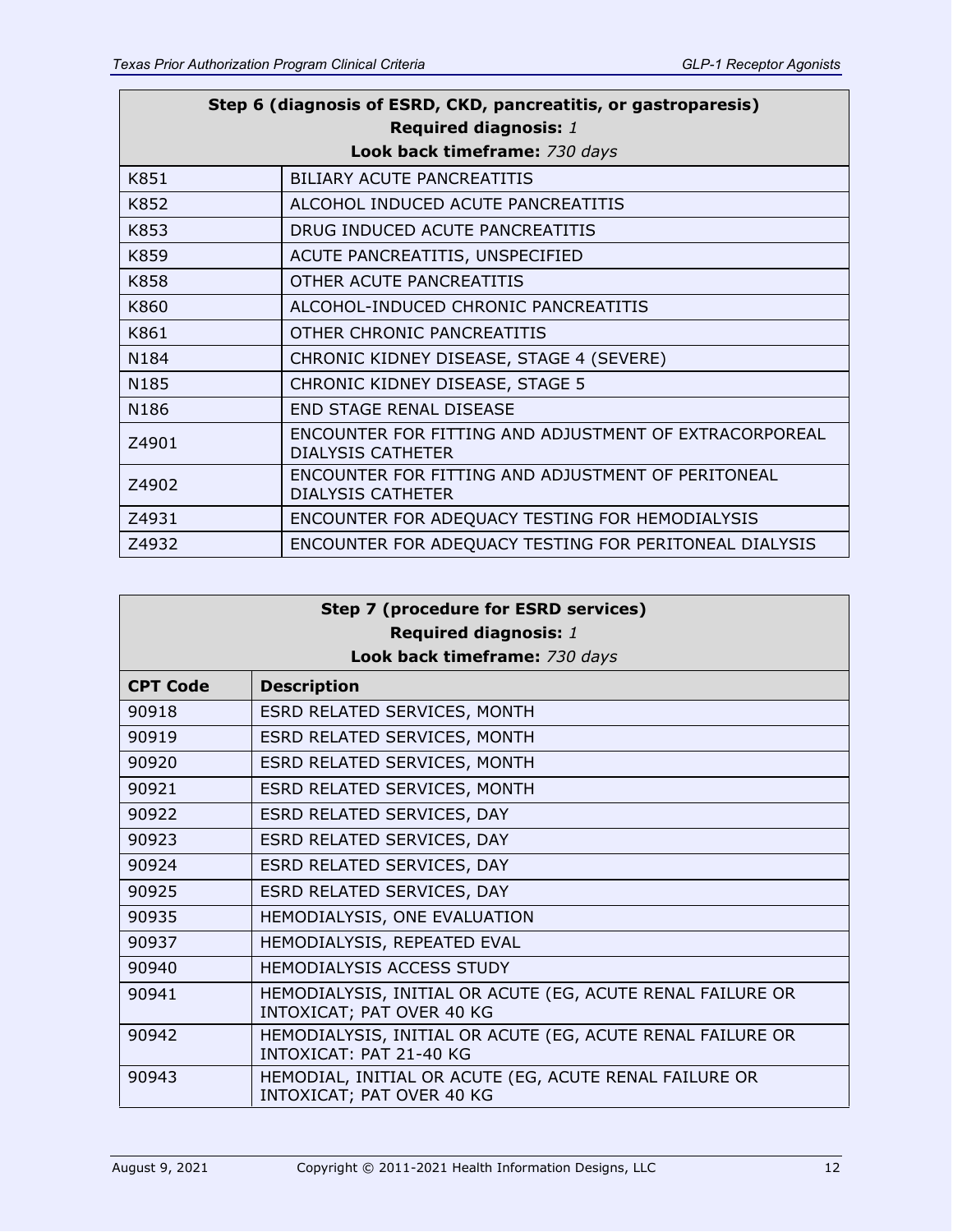| Step 6 (diagnosis of ESRD, CKD, pancreatitis, or gastroparesis)<br>**Required diagnosis:** *1*<br>**Look back timeframe:** *730 days* | |
|---|---|
| K851 | BILIARY ACUTE PANCREATITIS |
| K852 | ALCOHOL INDUCED ACUTE PANCREATITIS |
| K853 | DRUG INDUCED ACUTE PANCREATITIS |
| K859 | ACUTE PANCREATITIS, UNSPECIFIED |
| K858 | OTHER ACUTE PANCREATITIS |
| K860 | ALCOHOL-INDUCED CHRONIC PANCREATITIS |
| K861 | OTHER CHRONIC PANCREATITIS |
| N184 | CHRONIC KIDNEY DISEASE, STAGE 4 (SEVERE) |
| N185 | CHRONIC KIDNEY DISEASE, STAGE 5 |
| N186 | END STAGE RENAL DISEASE |
| Z4901 | ENCOUNTER FOR FITTING AND ADJUSTMENT OF EXTRACORPOREAL DIALYSIS CATHETER |
| Z4902 | ENCOUNTER FOR FITTING AND ADJUSTMENT OF PERITONEAL DIALYSIS CATHETER |
| Z4931 | ENCOUNTER FOR ADEQUACY TESTING FOR HEMODIALYSIS |
| Z4932 | ENCOUNTER FOR ADEQUACY TESTING FOR PERITONEAL DIALYSIS |

| Step 7 (procedure for ESRD services)<br>**Required diagnosis:** *1*<br>**Look back timeframe:** *730 days* | |
|---|---|
| **CPT Code** | **Description** |
| 90918 | ESRD RELATED SERVICES, MONTH |
| 90919 | ESRD RELATED SERVICES, MONTH |
| 90920 | ESRD RELATED SERVICES, MONTH |
| 90921 | ESRD RELATED SERVICES, MONTH |
| 90922 | ESRD RELATED SERVICES, DAY |
| 90923 | ESRD RELATED SERVICES, DAY |
| 90924 | ESRD RELATED SERVICES, DAY |
| 90925 | ESRD RELATED SERVICES, DAY |
| 90935 | HEMODIALYSIS, ONE EVALUATION |
| 90937 | HEMODIALYSIS, REPEATED EVAL |
| 90940 | HEMODIALYSIS ACCESS STUDY |
| 90941 | HEMODIALYSIS, INITIAL OR ACUTE (EG, ACUTE RENAL FAILURE OR INTOXICAT; PAT OVER 40 KG |
| 90942 | HEMODIALYSIS, INITIAL OR ACUTE (EG, ACUTE RENAL FAILURE OR INTOXICAT: PAT 21-40 KG |
| 90943 | HEMODIAL, INITIAL OR ACUTE (EG, ACUTE RENAL FAILURE OR INTOXICAT; PAT OVER 40 KG |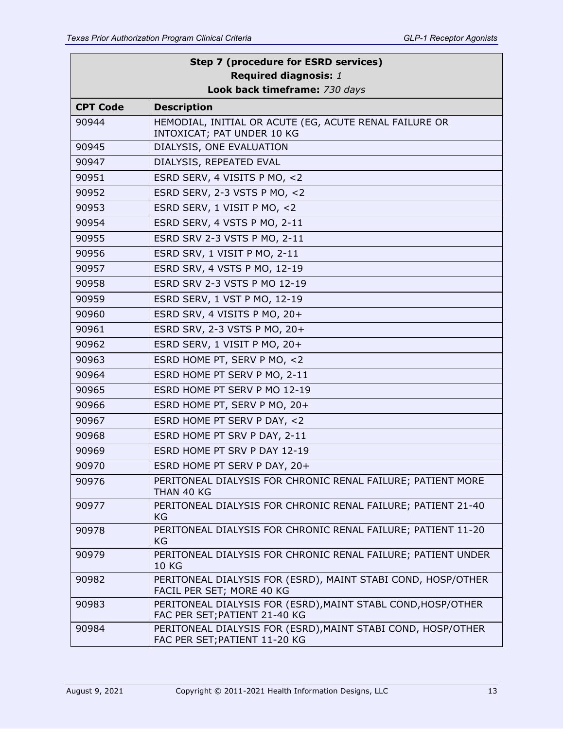**Step 7 (procedure for ESRD services)**
**Required diagnosis:** *1*
**Look back timeframe:** *730 days*

| CPT Code | Description |
|---|---|
| 90944 | HEMODIAL, INITIAL OR ACUTE (EG, ACUTE RENAL FAILURE OR INTOXICAT; PAT UNDER 10 KG |
| 90945 | DIALYSIS, ONE EVALUATION |
| 90947 | DIALYSIS, REPEATED EVAL |
| 90951 | ESRD SERV, 4 VISITS P MO, <2 |
| 90952 | ESRD SERV, 2-3 VSTS P MO, <2 |
| 90953 | ESRD SERV, 1 VISIT P MO, <2 |
| 90954 | ESRD SERV, 4 VSTS P MO, 2-11 |
| 90955 | ESRD SRV 2-3 VSTS P MO, 2-11 |
| 90956 | ESRD SRV, 1 VISIT P MO, 2-11 |
| 90957 | ESRD SRV, 4 VSTS P MO, 12-19 |
| 90958 | ESRD SRV 2-3 VSTS P MO 12-19 |
| 90959 | ESRD SERV, 1 VST P MO, 12-19 |
| 90960 | ESRD SRV, 4 VISITS P MO, 20+ |
| 90961 | ESRD SRV, 2-3 VSTS P MO, 20+ |
| 90962 | ESRD SERV, 1 VISIT P MO, 20+ |
| 90963 | ESRD HOME PT, SERV P MO, <2 |
| 90964 | ESRD HOME PT SERV P MO, 2-11 |
| 90965 | ESRD HOME PT SERV P MO 12-19 |
| 90966 | ESRD HOME PT, SERV P MO, 20+ |
| 90967 | ESRD HOME PT SERV P DAY, <2 |
| 90968 | ESRD HOME PT SRV P DAY, 2-11 |
| 90969 | ESRD HOME PT SRV P DAY 12-19 |
| 90970 | ESRD HOME PT SERV P DAY, 20+ |
| 90976 | PERITONEAL DIALYSIS FOR CHRONIC RENAL FAILURE; PATIENT MORE THAN 40 KG |
| 90977 | PERITONEAL DIALYSIS FOR CHRONIC RENAL FAILURE; PATIENT 21-40 KG |
| 90978 | PERITONEAL DIALYSIS FOR CHRONIC RENAL FAILURE; PATIENT 11-20 KG |
| 90979 | PERITONEAL DIALYSIS FOR CHRONIC RENAL FAILURE; PATIENT UNDER 10 KG |
| 90982 | PERITONEAL DIALYSIS FOR (ESRD), MAINT STABI COND, HOSP/OTHER FACIL PER SET; MORE 40 KG |
| 90983 | PERITONEAL DIALYSIS FOR (ESRD),MAINT STABL COND,HOSP/OTHER FAC PER SET;PATIENT 21-40 KG |
| 90984 | PERITONEAL DIALYSIS FOR (ESRD),MAINT STABI COND, HOSP/OTHER FAC PER SET;PATIENT 11-20 KG |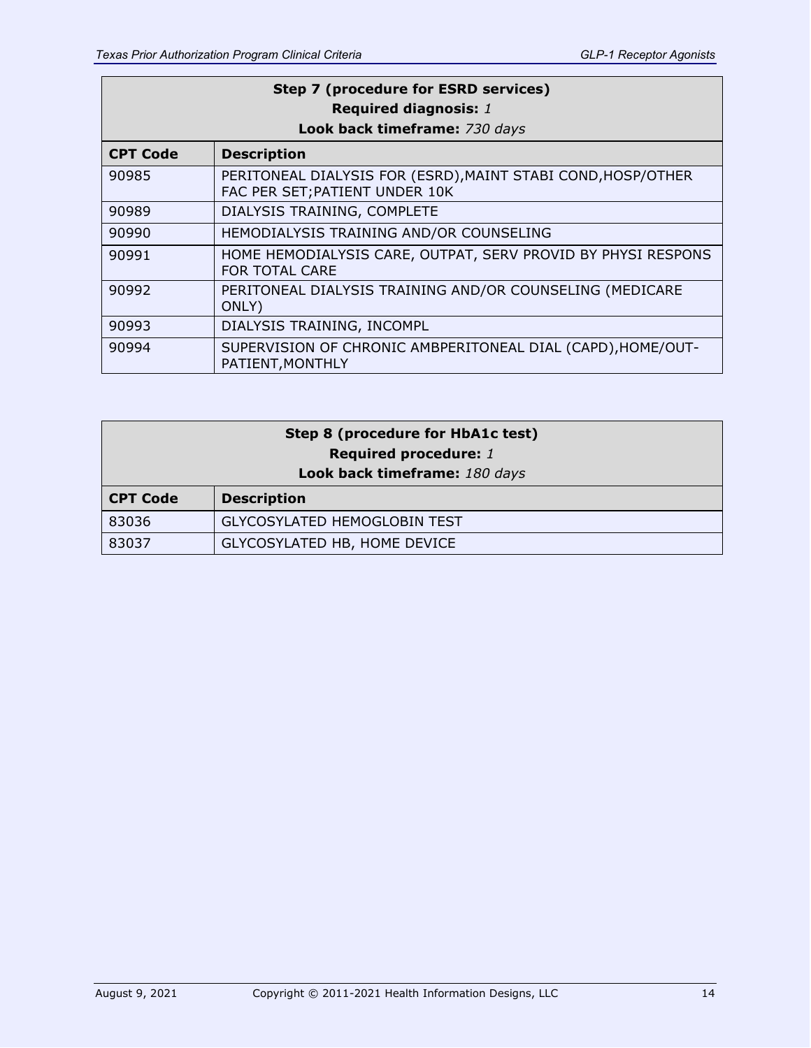| **Step 7 (procedure for ESRD services)**<br>**Required diagnosis:** *1*<br>**Look back timeframe:** *730 days* | |
|---|---|
| **CPT Code** | **Description** |
| 90985 | PERITONEAL DIALYSIS FOR (ESRD),MAINT STABI COND,HOSP/OTHER FAC PER SET;PATIENT UNDER 10K |
| 90989 | DIALYSIS TRAINING, COMPLETE |
| 90990 | HEMODIALYSIS TRAINING AND/OR COUNSELING |
| 90991 | HOME HEMODIALYSIS CARE, OUTPAT, SERV PROVID BY PHYSI RESPONS FOR TOTAL CARE |
| 90992 | PERITONEAL DIALYSIS TRAINING AND/OR COUNSELING (MEDICARE ONLY) |
| 90993 | DIALYSIS TRAINING, INCOMPL |
| 90994 | SUPERVISION OF CHRONIC AMBPERITONEAL DIAL (CAPD),HOME/OUT-PATIENT,MONTHLY |

| **Step 8 (procedure for HbA1c test)**<br>**Required procedure:** *1*<br>**Look back timeframe:** *180 days* | |
|---|---|
| **CPT Code** | **Description** |
| 83036 | GLYCOSYLATED HEMOGLOBIN TEST |
| 83037 | GLYCOSYLATED HB, HOME DEVICE |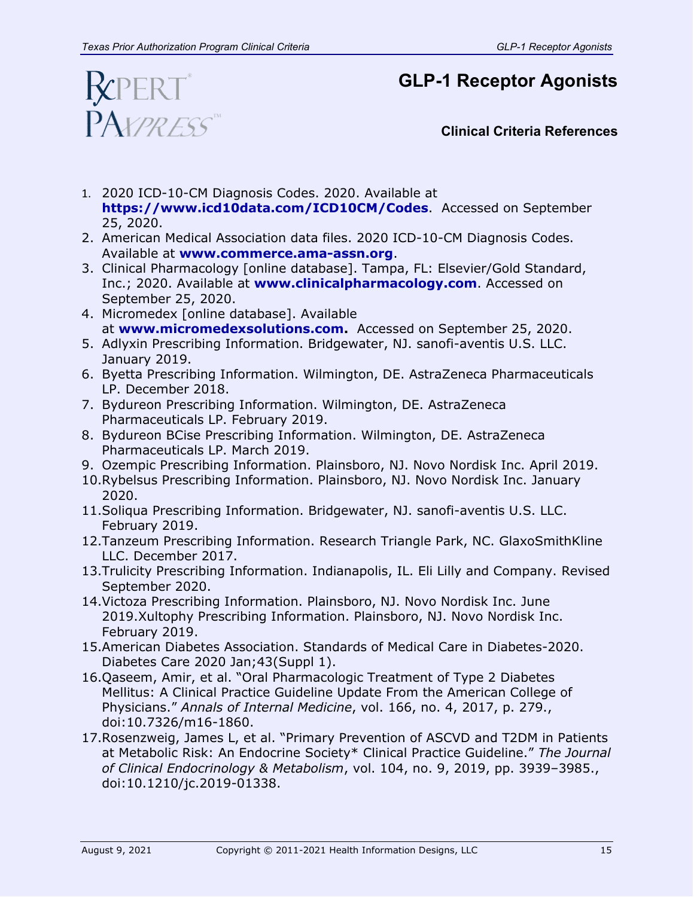# GLP-1 Receptor Agonists

## Clinical Criteria References

1. 2020 ICD-10-CM Diagnosis Codes. 2020. Available at **https://www.icd10data.com/ICD10CM/Codes**. Accessed on September 25, 2020.
2. American Medical Association data files. 2020 ICD-10-CM Diagnosis Codes. Available at **www.commerce.ama-assn.org**.
3. Clinical Pharmacology [online database]. Tampa, FL: Elsevier/Gold Standard, Inc.; 2020. Available at **www.clinicalpharmacology.com**. Accessed on September 25, 2020.
4. Micromedex [online database]. Available at **www.micromedexsolutions.com.** Accessed on September 25, 2020.
5. Adlyxin Prescribing Information. Bridgewater, NJ. sanofi-aventis U.S. LLC. January 2019.
6. Byetta Prescribing Information. Wilmington, DE. AstraZeneca Pharmaceuticals LP. December 2018.
7. Bydureon Prescribing Information. Wilmington, DE. AstraZeneca Pharmaceuticals LP. February 2019.
8. Bydureon BCise Prescribing Information. Wilmington, DE. AstraZeneca Pharmaceuticals LP. March 2019.
9. Ozempic Prescribing Information. Plainsboro, NJ. Novo Nordisk Inc. April 2019.
10. Rybelsus Prescribing Information. Plainsboro, NJ. Novo Nordisk Inc. January 2020.
11. Soliqua Prescribing Information. Bridgewater, NJ. sanofi-aventis U.S. LLC. February 2019.
12. Tanzeum Prescribing Information. Research Triangle Park, NC. GlaxoSmithKline LLC. December 2017.
13. Trulicity Prescribing Information. Indianapolis, IL. Eli Lilly and Company. Revised September 2020.
14. Victoza Prescribing Information. Plainsboro, NJ. Novo Nordisk Inc. June 2019.Xultophy Prescribing Information. Plainsboro, NJ. Novo Nordisk Inc. February 2019.
15. American Diabetes Association. Standards of Medical Care in Diabetes-2020. Diabetes Care 2020 Jan;43(Suppl 1).
16. Qaseem, Amir, et al. "Oral Pharmacologic Treatment of Type 2 Diabetes Mellitus: A Clinical Practice Guideline Update From the American College of Physicians." *Annals of Internal Medicine*, vol. 166, no. 4, 2017, p. 279., doi:10.7326/m16-1860.
17. Rosenzweig, James L, et al. "Primary Prevention of ASCVD and T2DM in Patients at Metabolic Risk: An Endocrine Society* Clinical Practice Guideline." *The Journal of Clinical Endocrinology & Metabolism*, vol. 104, no. 9, 2019, pp. 3939–3985., doi:10.1210/jc.2019-01338.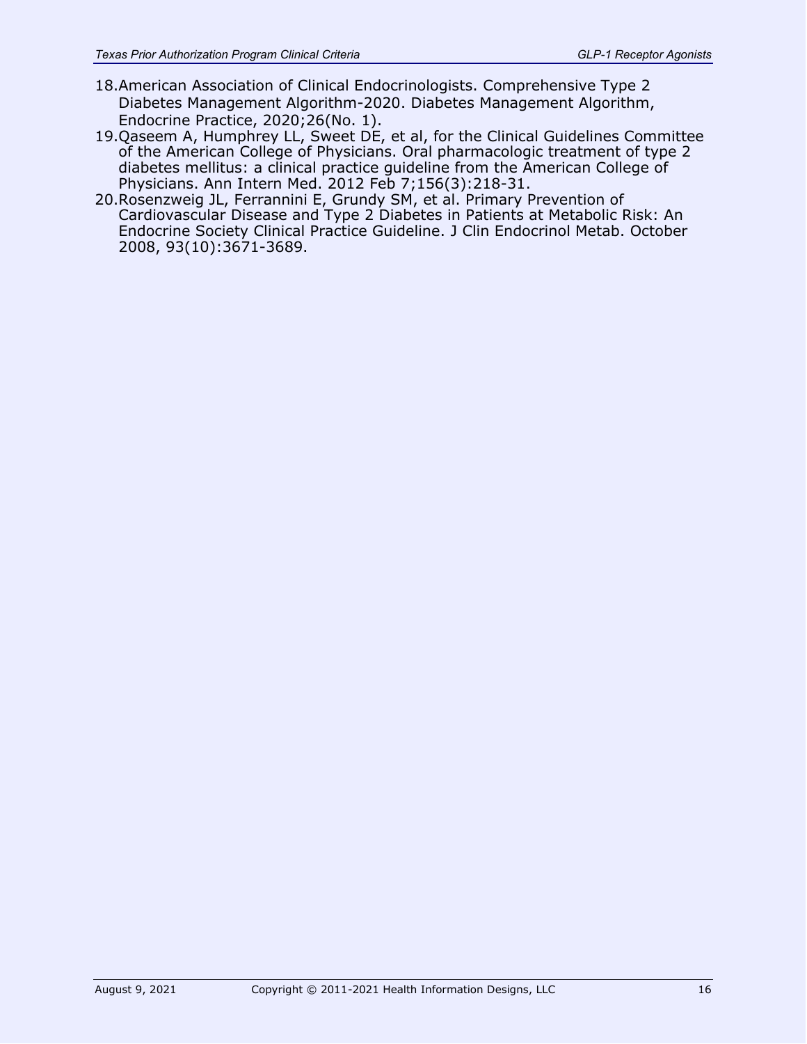18. American Association of Clinical Endocrinologists. Comprehensive Type 2 Diabetes Management Algorithm-2020. Diabetes Management Algorithm, Endocrine Practice, 2020;26(No. 1).
19. Qaseem A, Humphrey LL, Sweet DE, et al, for the Clinical Guidelines Committee of the American College of Physicians. Oral pharmacologic treatment of type 2 diabetes mellitus: a clinical practice guideline from the American College of Physicians. Ann Intern Med. 2012 Feb 7;156(3):218-31.
20. Rosenzweig JL, Ferrannini E, Grundy SM, et al. Primary Prevention of Cardiovascular Disease and Type 2 Diabetes in Patients at Metabolic Risk: An Endocrine Society Clinical Practice Guideline. J Clin Endocrinol Metab. October 2008, 93(10):3671-3689.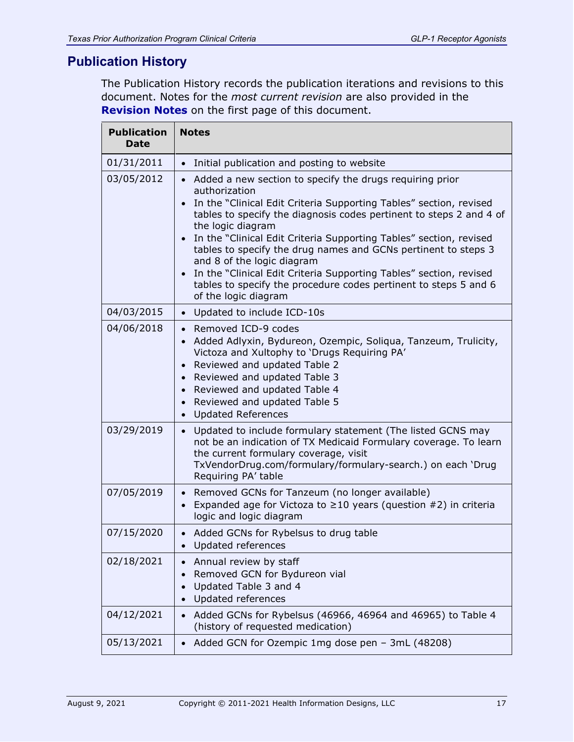## Publication History

The Publication History records the publication iterations and revisions to this document. Notes for the *most current revision* are also provided in the **Revision Notes** on the first page of this document.

| Publication Date | Notes |
|---|---|
| 01/31/2011 | • Initial publication and posting to website |
| 03/05/2012 | • Added a new section to specify the drugs requiring prior authorization<br>• In the "Clinical Edit Criteria Supporting Tables" section, revised tables to specify the diagnosis codes pertinent to steps 2 and 4 of the logic diagram<br>• In the "Clinical Edit Criteria Supporting Tables" section, revised tables to specify the drug names and GCNs pertinent to steps 3 and 8 of the logic diagram<br>• In the "Clinical Edit Criteria Supporting Tables" section, revised tables to specify the procedure codes pertinent to steps 5 and 6 of the logic diagram |
| 04/03/2015 | • Updated to include ICD-10s |
| 04/06/2018 | • Removed ICD-9 codes<br>• Added Adlyxin, Bydureon, Ozempic, Soliqua, Tanzeum, Trulicity, Victoza and Xultophy to 'Drugs Requiring PA'<br>• Reviewed and updated Table 2<br>• Reviewed and updated Table 3<br>• Reviewed and updated Table 4<br>• Reviewed and updated Table 5<br>• Updated References |
| 03/29/2019 | • Updated to include formulary statement (The listed GCNS may not be an indication of TX Medicaid Formulary coverage. To learn the current formulary coverage, visit TxVendorDrug.com/formulary/formulary-search.) on each 'Drug Requiring PA' table |
| 07/05/2019 | • Removed GCNs for Tanzeum (no longer available)<br>• Expanded age for Victoza to ≥10 years (question #2) in criteria logic and logic diagram |
| 07/15/2020 | • Added GCNs for Rybelsus to drug table<br>• Updated references |
| 02/18/2021 | • Annual review by staff<br>• Removed GCN for Bydureon vial<br>• Updated Table 3 and 4<br>• Updated references |
| 04/12/2021 | • Added GCNs for Rybelsus (46966, 46964 and 46965) to Table 4 (history of requested medication) |
| 05/13/2021 | • Added GCN for Ozempic 1mg dose pen – 3mL (48208) |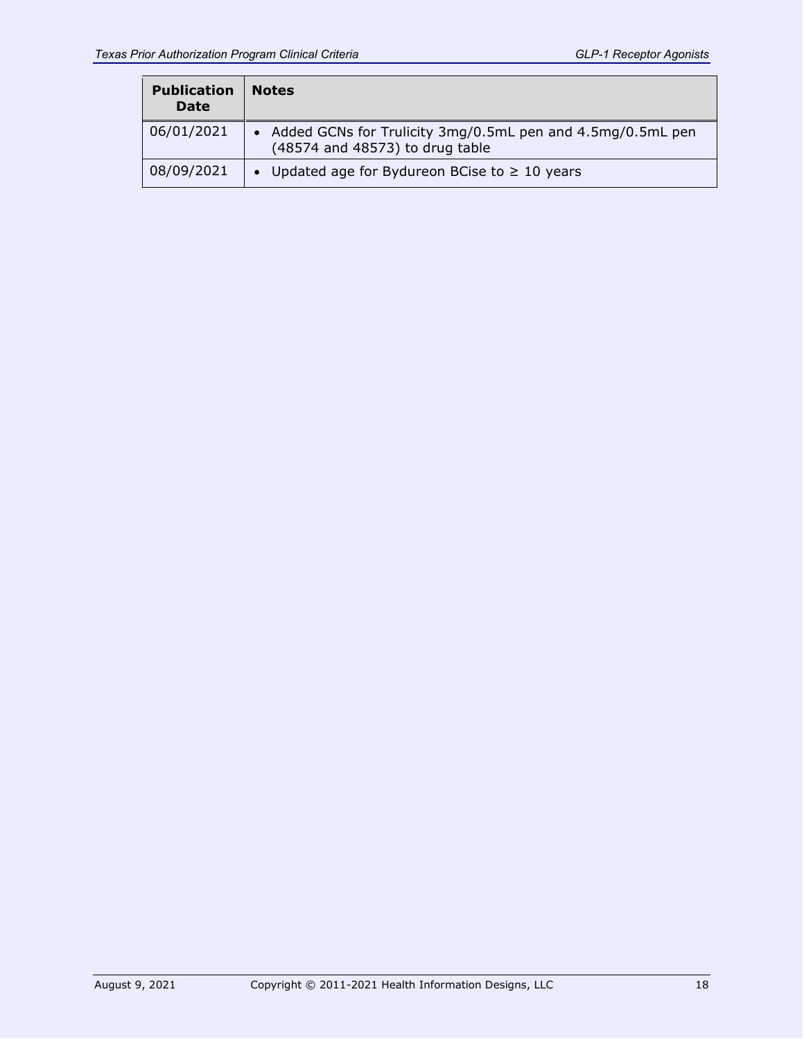| Publication Date | Notes |
| --- | --- |
| 06/01/2021 | • Added GCNs for Trulicity 3mg/0.5mL pen and 4.5mg/0.5mL pen (48574 and 48573) to drug table |
| 08/09/2021 | • Updated age for Bydureon BCise to ≥ 10 years |